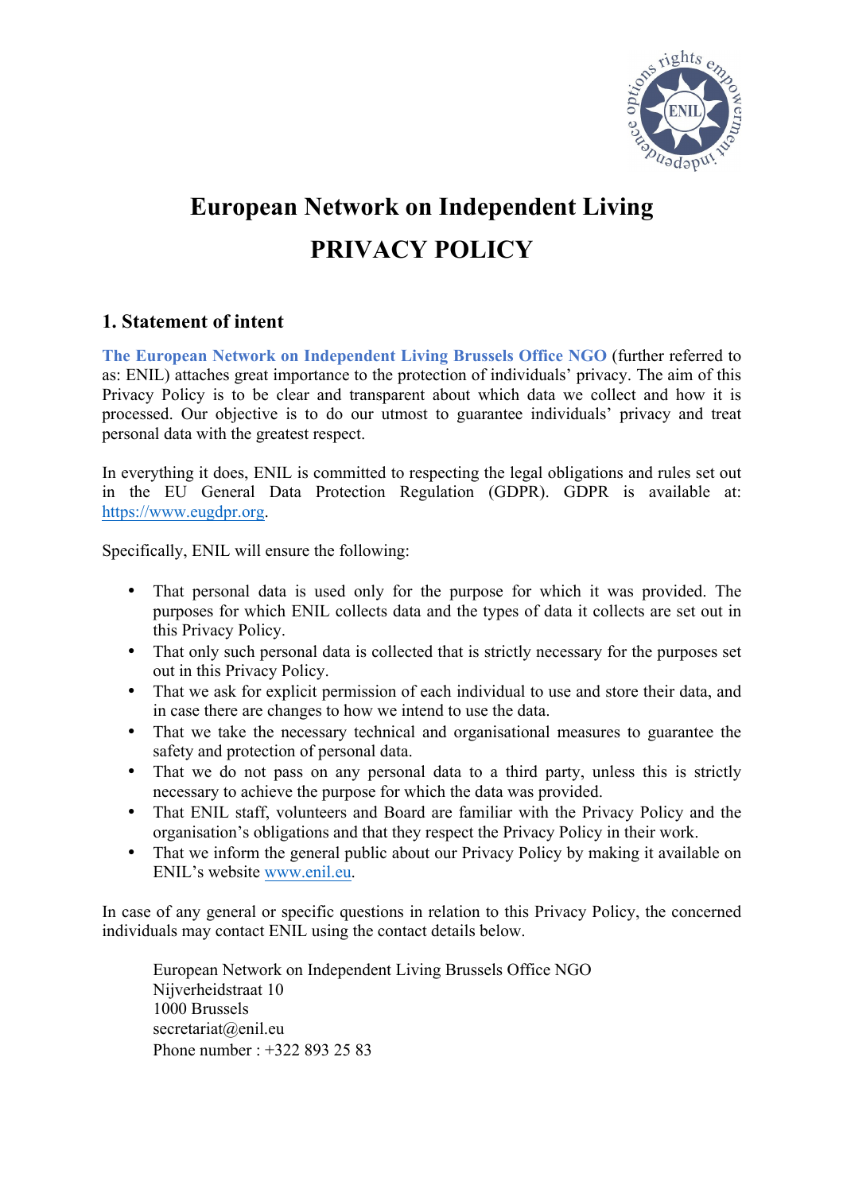# European Network on Independent Living

# PRIVACY POLICY

## 1. Statement of intent

**The European Network on Independent Living Brussels Office NGO** (further referred to as: ENIL) attaches great importance to the protection of individuals' privacy. The aim of this Privacy Policy is to be clear and transparent about which data we collect and how it is processed. Our objective is to do our utmost to guarantee individuals' privacy and treat personal data with the greatest respect.

In everything it does, ENIL is committed to respecting the legal obligations and rules set out in the EU General Data Protection Regulation (GDPR). GDPR is available at: https://www.eugdpr.org.

Specifically, ENIL will ensure the following:

- That personal data is used only for the purpose for which it was provided. The purposes for which ENIL collects data and the types of data it collects are set out in this Privacy Policy.
- That only such personal data is collected that is strictly necessary for the purposes set out in this Privacy Policy.
- That we ask for explicit permission of each individual to use and store their data, and in case there are changes to how we intend to use the data.
- That we take the necessary technical and organisational measures to guarantee the safety and protection of personal data.
- That we do not pass on any personal data to a third party, unless this is strictly necessary to achieve the purpose for which the data was provided.
- That ENIL staff, volunteers and Board are familiar with the Privacy Policy and the organisation's obligations and that they respect the Privacy Policy in their work.
- That we inform the general public about our Privacy Policy by making it available on ENIL's website www.enil.eu.

In case of any general or specific questions in relation to this Privacy Policy, the concerned individuals may contact ENIL using the contact details below.

European Network on Independent Living Brussels Office NGO
Nijverheidstraat 10
1000 Brussels
secretariat@enil.eu
Phone number : +322 893 25 83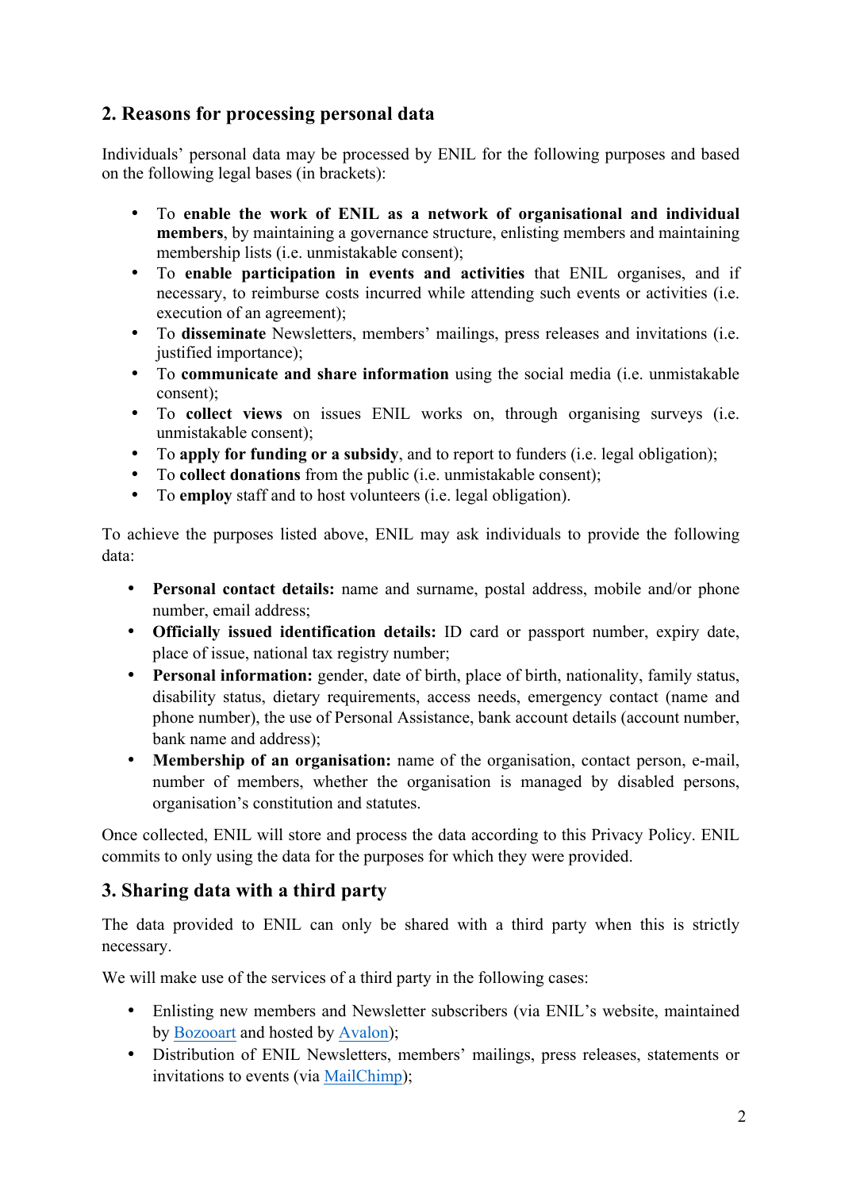## 2. Reasons for processing personal data

Individuals' personal data may be processed by ENIL for the following purposes and based on the following legal bases (in brackets):

- To **enable the work of ENIL as a network of organisational and individual members**, by maintaining a governance structure, enlisting members and maintaining membership lists (i.e. unmistakable consent);
- To **enable participation in events and activities** that ENIL organises, and if necessary, to reimburse costs incurred while attending such events or activities (i.e. execution of an agreement);
- To **disseminate** Newsletters, members' mailings, press releases and invitations (i.e. justified importance);
- To **communicate and share information** using the social media (i.e. unmistakable consent);
- To **collect views** on issues ENIL works on, through organising surveys (i.e. unmistakable consent);
- To **apply for funding or a subsidy**, and to report to funders (i.e. legal obligation);
- To **collect donations** from the public (i.e. unmistakable consent);
- To **employ** staff and to host volunteers (i.e. legal obligation).

To achieve the purposes listed above, ENIL may ask individuals to provide the following data:

- **Personal contact details:** name and surname, postal address, mobile and/or phone number, email address;
- **Officially issued identification details:** ID card or passport number, expiry date, place of issue, national tax registry number;
- **Personal information:** gender, date of birth, place of birth, nationality, family status, disability status, dietary requirements, access needs, emergency contact (name and phone number), the use of Personal Assistance, bank account details (account number, bank name and address);
- **Membership of an organisation:** name of the organisation, contact person, e-mail, number of members, whether the organisation is managed by disabled persons, organisation's constitution and statutes.

Once collected, ENIL will store and process the data according to this Privacy Policy. ENIL commits to only using the data for the purposes for which they were provided.

## 3. Sharing data with a third party

The data provided to ENIL can only be shared with a third party when this is strictly necessary.

We will make use of the services of a third party in the following cases:

- Enlisting new members and Newsletter subscribers (via ENIL's website, maintained by Bozooart and hosted by Avalon);
- Distribution of ENIL Newsletters, members' mailings, press releases, statements or invitations to events (via MailChimp);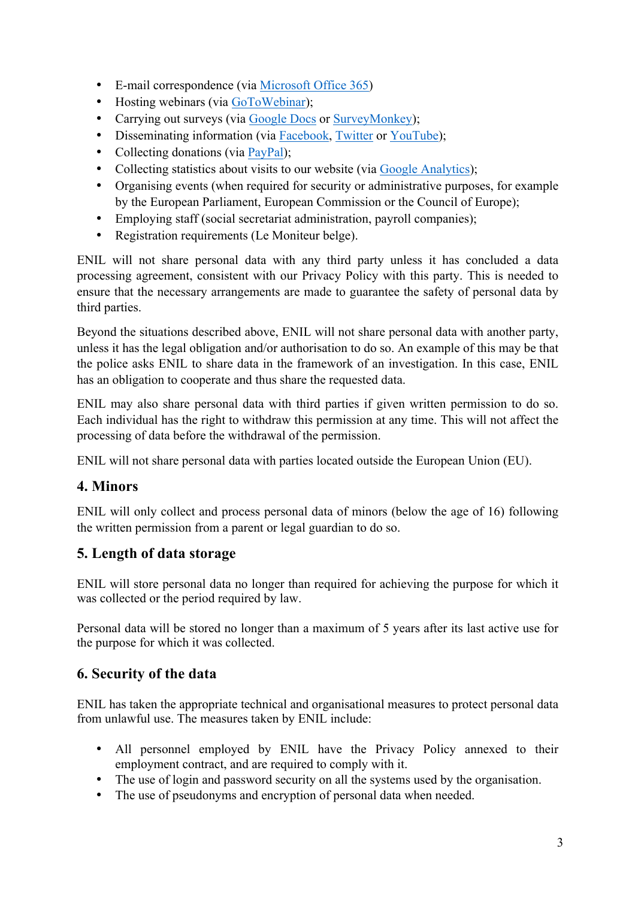- E-mail correspondence (via Microsoft Office 365)
- Hosting webinars (via GoToWebinar);
- Carrying out surveys (via Google Docs or SurveyMonkey);
- Disseminating information (via Facebook, Twitter or YouTube);
- Collecting donations (via PayPal);
- Collecting statistics about visits to our website (via Google Analytics);
- Organising events (when required for security or administrative purposes, for example by the European Parliament, European Commission or the Council of Europe);
- Employing staff (social secretariat administration, payroll companies);
- Registration requirements (Le Moniteur belge).

ENIL will not share personal data with any third party unless it has concluded a data processing agreement, consistent with our Privacy Policy with this party. This is needed to ensure that the necessary arrangements are made to guarantee the safety of personal data by third parties.

Beyond the situations described above, ENIL will not share personal data with another party, unless it has the legal obligation and/or authorisation to do so. An example of this may be that the police asks ENIL to share data in the framework of an investigation. In this case, ENIL has an obligation to cooperate and thus share the requested data.

ENIL may also share personal data with third parties if given written permission to do so. Each individual has the right to withdraw this permission at any time. This will not affect the processing of data before the withdrawal of the permission.

ENIL will not share personal data with parties located outside the European Union (EU).

## 4. Minors

ENIL will only collect and process personal data of minors (below the age of 16) following the written permission from a parent or legal guardian to do so.

## 5. Length of data storage

ENIL will store personal data no longer than required for achieving the purpose for which it was collected or the period required by law.

Personal data will be stored no longer than a maximum of 5 years after its last active use for the purpose for which it was collected.

## 6. Security of the data

ENIL has taken the appropriate technical and organisational measures to protect personal data from unlawful use. The measures taken by ENIL include:

- All personnel employed by ENIL have the Privacy Policy annexed to their employment contract, and are required to comply with it.
- The use of login and password security on all the systems used by the organisation.
- The use of pseudonyms and encryption of personal data when needed.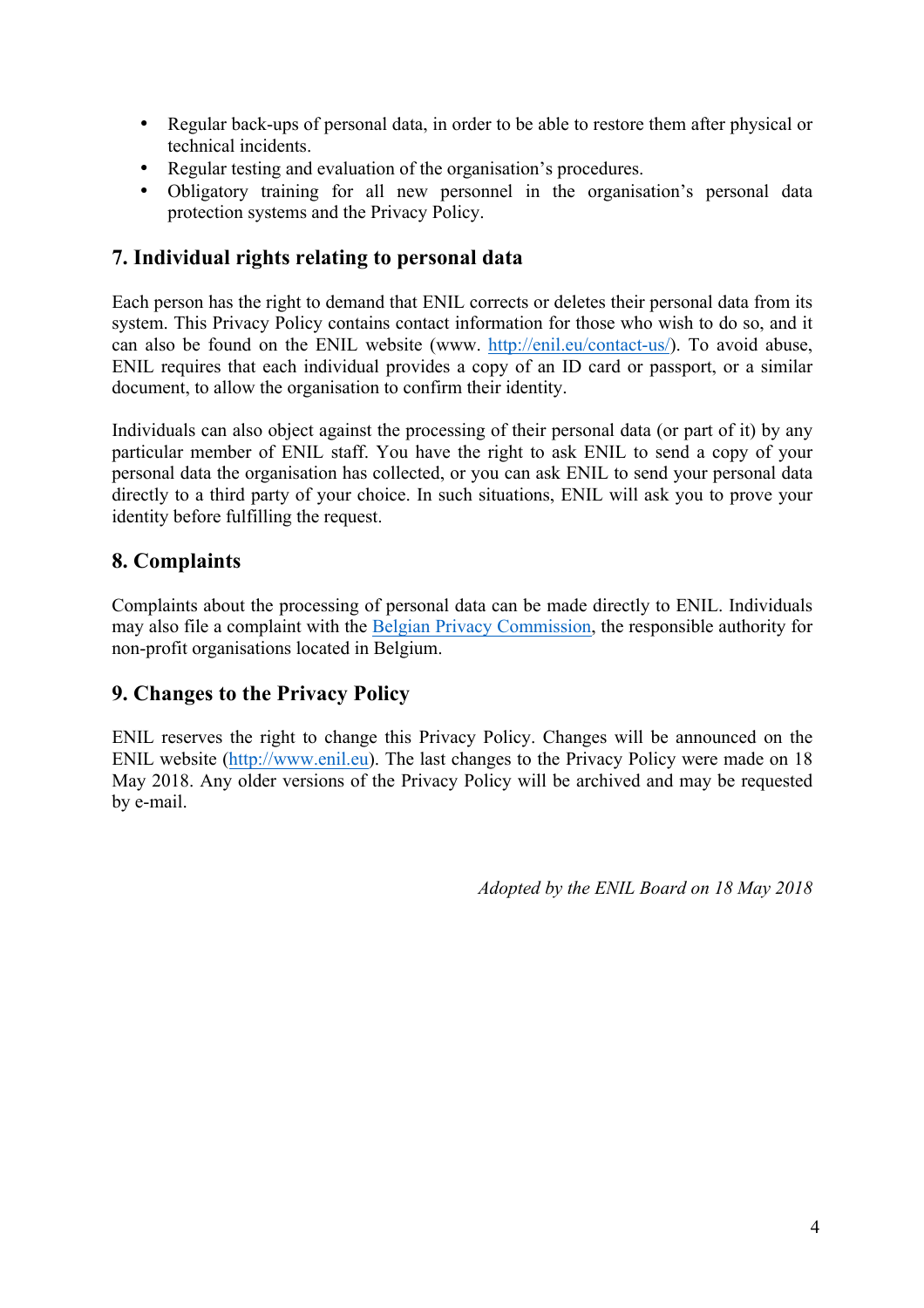- Regular back-ups of personal data, in order to be able to restore them after physical or technical incidents.
- Regular testing and evaluation of the organisation's procedures.
- Obligatory training for all new personnel in the organisation's personal data protection systems and the Privacy Policy.

## 7. Individual rights relating to personal data

Each person has the right to demand that ENIL corrects or deletes their personal data from its system. This Privacy Policy contains contact information for those who wish to do so, and it can also be found on the ENIL website (www. http://enil.eu/contact-us/). To avoid abuse, ENIL requires that each individual provides a copy of an ID card or passport, or a similar document, to allow the organisation to confirm their identity.

Individuals can also object against the processing of their personal data (or part of it) by any particular member of ENIL staff. You have the right to ask ENIL to send a copy of your personal data the organisation has collected, or you can ask ENIL to send your personal data directly to a third party of your choice. In such situations, ENIL will ask you to prove your identity before fulfilling the request.

## 8. Complaints

Complaints about the processing of personal data can be made directly to ENIL. Individuals may also file a complaint with the Belgian Privacy Commission, the responsible authority for non-profit organisations located in Belgium.

## 9. Changes to the Privacy Policy

ENIL reserves the right to change this Privacy Policy. Changes will be announced on the ENIL website (http://www.enil.eu). The last changes to the Privacy Policy were made on 18 May 2018. Any older versions of the Privacy Policy will be archived and may be requested by e-mail.

*Adopted by the ENIL Board on 18 May 2018*